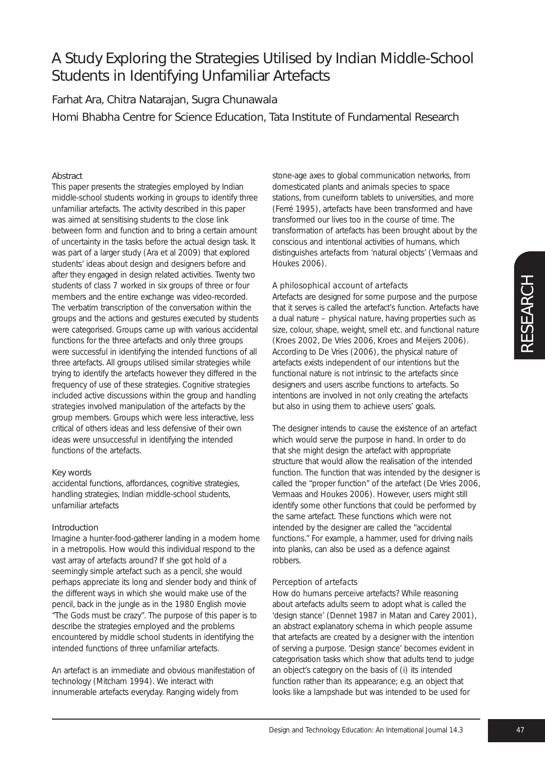# A Study Exploring the Strategies Utilised by Indian Middle-School Students in Identifying Unfamiliar Artefacts

Farhat Ara, Chitra Natarajan, Sugra Chunawala

Homi Bhabha Centre for Science Education, Tata Institute of Fundamental Research

## Abstract

This paper presents the strategies employed by Indian middle-school students working in groups to identify three unfamiliar artefacts. The activity described in this paper was aimed at sensitising students to the close link between form and function and to bring a certain amount of uncertainty in the tasks before the actual design task. It was part of a larger study (Ara et al 2009) that explored students' ideas about design and designers before and after they engaged in design related activities. Twenty two students of class 7 worked in six groups of three or four members and the entire exchange was video-recorded. The verbatim transcription of the conversation within the groups and the actions and gestures executed by students were categorised. Groups came up with various accidental functions for the three artefacts and only three groups were successful in identifying the intended functions of all three artefacts. All groups utilised similar strategies while trying to identify the artefacts however they differed in the frequency of use of these strategies. Cognitive strategies included active discussions within the group and handling strategies involved manipulation of the artefacts by the group members. Groups which were less interactive, less critical of others ideas and less defensive of their own ideas were unsuccessful in identifying the intended functions of the artefacts.

## Key words

accidental functions, affordances, cognitive strategies, handling strategies, Indian middle-school students, unfamiliar artefacts

## Introduction

Imagine a hunter-food-gatherer landing in a modern home in a metropolis. How would this individual respond to the vast array of artefacts around? If she got hold of a seemingly simple artefact such as a pencil, she would perhaps appreciate its long and slender body and think of the different ways in which she would make use of the pencil, back in the jungle as in the 1980 English movie "The Gods must be crazy". The purpose of this paper is to describe the strategies employed and the problems encountered by middle school students in identifying the intended functions of three unfamiliar artefacts.

An artefact is an immediate and obvious manifestation of technology (Mitcham 1994). We interact with innumerable artefacts everyday. Ranging widely from stone-age axes to global communication networks, from domesticated plants and animals species to space stations, from cuneiform tablets to universities, and more (Ferré 1995), artefacts have been transformed and have transformed our lives too in the course of time. The transformation of artefacts has been brought about by the conscious and intentional activities of humans, which distinguishes artefacts from 'natural objects' (Vermaas and Houkes 2006).

### A philosophical account of artefacts

Artefacts are designed for some purpose and the purpose that it serves is called the artefact's function. Artefacts have a dual nature – physical nature, having properties such as size, colour, shape, weight, smell etc. and functional nature (Kroes 2002, De Vries 2006, Kroes and Meijers 2006). According to De Vries (2006), the physical nature of artefacts exists independent of our intentions but the functional nature is not intrinsic to the artefacts since designers and users ascribe functions to artefacts. So intentions are involved in not only creating the artefacts but also in using them to achieve users' goals.

The designer intends to cause the existence of an artefact which would serve the purpose in hand. In order to do that she might design the artefact with appropriate structure that would allow the realisation of the intended function. The function that was intended by the designer is called the "proper function" of the artefact (De Vries 2006, Vermaas and Houkes 2006). However, users might still identify some other functions that could be performed by the same artefact. These functions which were not intended by the designer are called the "accidental functions." For example, a hammer, used for driving nails into planks, can also be used as a defence against robbers.

### Perception of artefacts

How do humans perceive artefacts? While reasoning about artefacts adults seem to adopt what is called the 'design stance' (Dennet 1987 in Matan and Carey 2001), an abstract explanatory schema in which people assume that artefacts are created by a designer with the intention of serving a purpose. 'Design stance' becomes evident in categorisation tasks which show that adults tend to judge an object's category on the basis of (i) its intended function rather than its appearance; e.g. an object that looks like a lampshade but was intended to be used for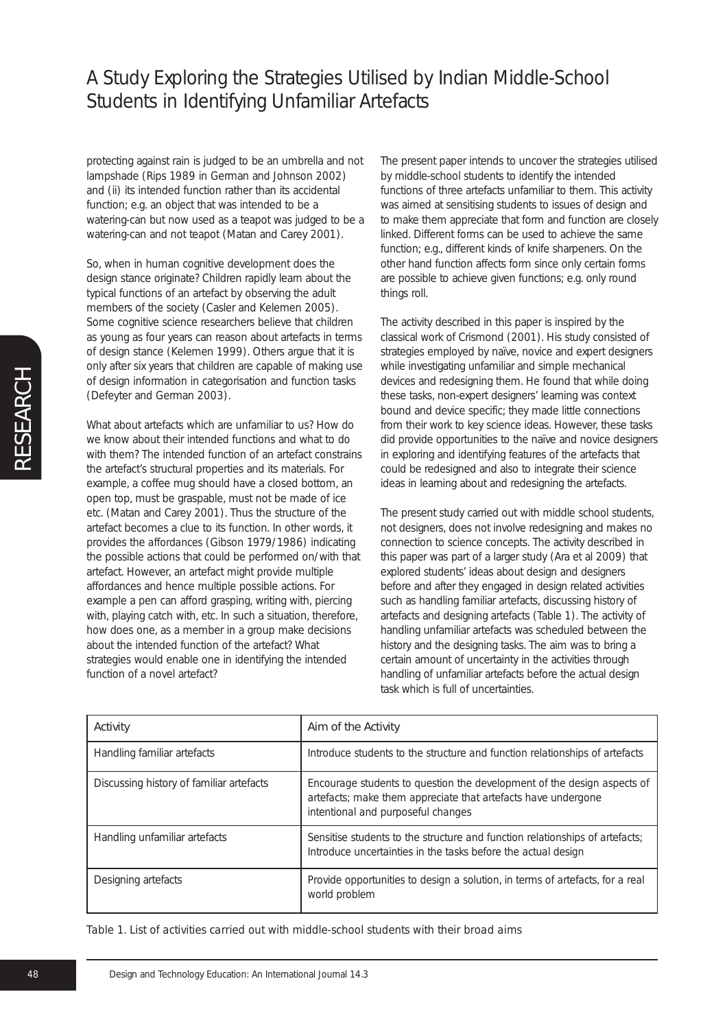protecting against rain is judged to be an umbrella and not lampshade (Rips 1989 in German and Johnson 2002) and (ii) its intended function rather than its accidental function; e.g. an object that was intended to be a watering-can but now used as a teapot was judged to be a watering-can and not teapot (Matan and Carey 2001).

So, when in human cognitive development does the design stance originate? Children rapidly learn about the typical functions of an artefact by observing the adult members of the society (Casler and Kelemen 2005). Some cognitive science researchers believe that children as young as four years can reason about artefacts in terms of design stance (Kelemen 1999). Others argue that it is only after six years that children are capable of making use of design information in categorisation and function tasks (Defeyter and German 2003).

What about artefacts which are unfamiliar to us? How do we know about their intended functions and what to do with them? The intended function of an artefact constrains the artefact's structural properties and its materials. For example, a coffee mug should have a closed bottom, an open top, must be graspable, must not be made of ice etc. (Matan and Carey 2001). Thus the structure of the artefact becomes a clue to its function. In other words, it provides the *affordances* (Gibson 1979/1986) indicating the possible actions that could be performed on/with that artefact. However, an artefact might provide multiple affordances and hence multiple possible actions. For example a pen can afford grasping, writing with, piercing with, playing catch with, etc. In such a situation, therefore, how does one, as a member in a group make decisions about the intended function of the artefact? What strategies would enable one in identifying the intended function of a novel artefact?

The present paper intends to uncover the strategies utilised by middle-school students to identify the intended functions of three artefacts unfamiliar to them. This activity was aimed at sensitising students to issues of design and to make them appreciate that form and function are closely linked. Different forms can be used to achieve the same function; e.g., different kinds of knife sharpeners. On the other hand function affects form since only certain forms are possible to achieve given functions; e.g. only round things roll.

The activity described in this paper is inspired by the classical work of Crismond (2001). His study consisted of strategies employed by naïve, novice and expert designers while investigating unfamiliar and simple mechanical devices and redesigning them. He found that while doing these tasks, non-expert designers' learning was context bound and device specific; they made little connections from their work to key science ideas. However, these tasks did provide opportunities to the naïve and novice designers in exploring and identifying features of the artefacts that could be redesigned and also to integrate their science ideas in learning about and redesigning the artefacts.

The present study carried out with middle school students, not designers, does not involve redesigning and makes no connection to science concepts. The activity described in this paper was part of a larger study (Ara et al 2009) that explored students' ideas about design and designers before and after they engaged in design related activities such as handling familiar artefacts, discussing history of artefacts and designing artefacts (Table 1). The activity of handling unfamiliar artefacts was scheduled between the history and the designing tasks. The aim was to bring a certain amount of uncertainty in the activities through handling of unfamiliar artefacts before the actual design task which is full of uncertainties.

| Activity | Aim of the Activity |
|---|---|
| Handling familiar artefacts | Introduce students to the structure and function relationships of artefacts |
| Discussing history of familiar artefacts | Encourage students to question the development of the design aspects of artefacts; make them appreciate that artefacts have undergone intentional and purposeful changes |
| Handling unfamiliar artefacts | Sensitise students to the structure and function relationships of artefacts; Introduce uncertainties in the tasks before the actual design |
| Designing artefacts | Provide opportunities to design a solution, in terms of artefacts, for a real world problem |

Table 1. List of activities carried out with middle-school students with their broad aims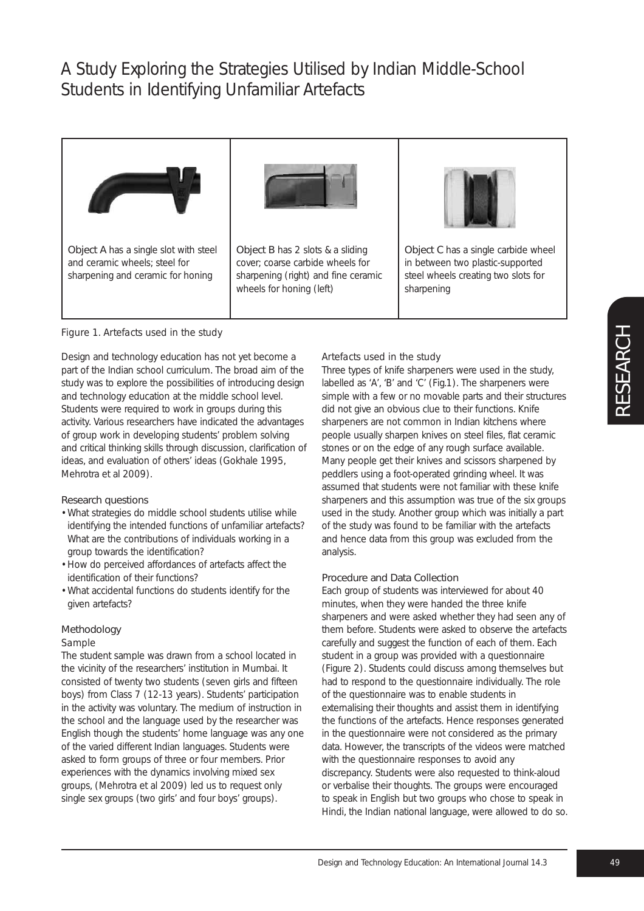# A Study Exploring the Strategies Utilised by Indian Middle-School Students in Identifying Unfamiliar Artefacts

| Object A has a single slot with steel and ceramic wheels; steel for sharpening and ceramic for honing | Object B has 2 slots & a sliding cover; coarse carbide wheels for sharpening (right) and fine ceramic wheels for honing (left) | Object C has a single carbide wheel in between two plastic-supported steel wheels creating two slots for sharpening |
|---|---|---|

Figure 1. Artefacts used in the study

Design and technology education has not yet become a part of the Indian school curriculum. The broad aim of the study was to explore the possibilities of introducing design and technology education at the middle school level. Students were required to work in groups during this activity. Various researchers have indicated the advantages of group work in developing students' problem solving and critical thinking skills through discussion, clarification of ideas, and evaluation of others' ideas (Gokhale 1995, Mehrotra et al 2009).

### Research questions

- What strategies do middle school students utilise while identifying the intended functions of unfamiliar artefacts? What are the contributions of individuals working in a group towards the identification?
- How do perceived affordances of artefacts affect the identification of their functions?
- What accidental functions do students identify for the given artefacts?

### Methodology

#### Sample

The student sample was drawn from a school located in the vicinity of the researchers' institution in Mumbai. It consisted of twenty two students (seven girls and fifteen boys) from Class 7 (12-13 years). Students' participation in the activity was voluntary. The medium of instruction in the school and the language used by the researcher was English though the students' home language was any one of the varied different Indian languages. Students were asked to form groups of three or four members. Prior experiences with the dynamics involving mixed sex groups, (Mehrotra et al 2009) led us to request only single sex groups (two girls' and four boys' groups).

#### Artefacts used in the study

Three types of knife sharpeners were used in the study, labelled as 'A', 'B' and 'C' (Fig.1). The sharpeners were simple with a few or no movable parts and their structures did not give an obvious clue to their functions. Knife sharpeners are not common in Indian kitchens where people usually sharpen knives on steel files, flat ceramic stones or on the edge of any rough surface available. Many people get their knives and scissors sharpened by peddlers using a foot-operated grinding wheel. It was assumed that students were not familiar with these knife sharpeners and this assumption was true of the six groups used in the study. Another group which was initially a part of the study was found to be familiar with the artefacts and hence data from this group was excluded from the analysis.

#### Procedure and Data Collection

Each group of students was interviewed for about 40 minutes, when they were handed the three knife sharpeners and were asked whether they had seen any of them before. Students were asked to observe the artefacts carefully and suggest the function of each of them. Each student in a group was provided with a questionnaire (Figure 2). Students could discuss among themselves but had to respond to the questionnaire individually. The role of the questionnaire was to enable students in externalising their thoughts and assist them in identifying the functions of the artefacts. Hence responses generated in the questionnaire were not considered as the primary data. However, the transcripts of the videos were matched with the questionnaire responses to avoid any discrepancy. Students were also requested to think-aloud or verbalise their thoughts. The groups were encouraged to speak in English but two groups who chose to speak in Hindi, the Indian national language, were allowed to do so.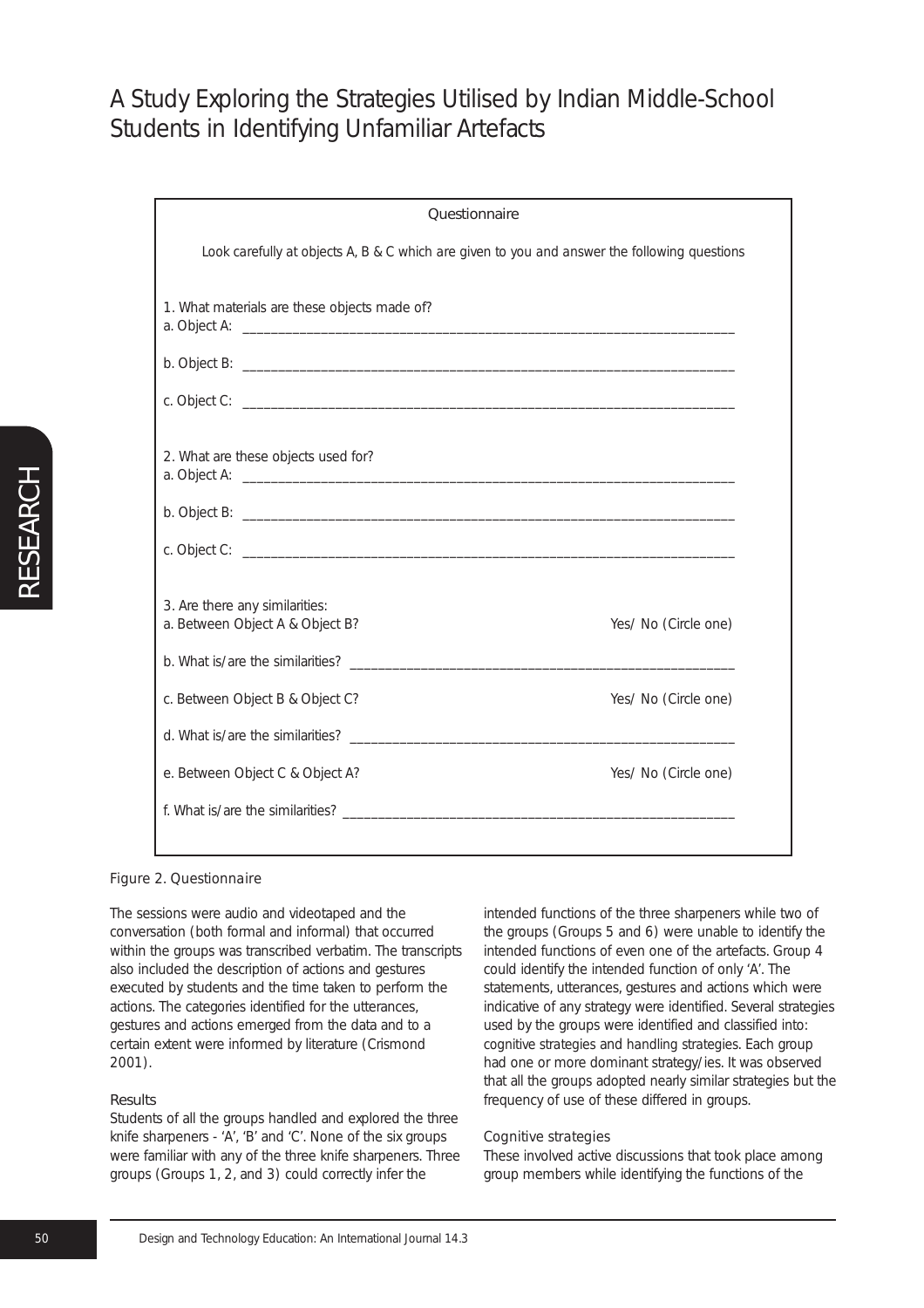# A Study Exploring the Strategies Utilised by Indian Middle-School Students in Identifying Unfamiliar Artefacts

Questionnaire

Look carefully at objects A, B & C which are given to you and answer the following questions

1. What materials are these objects made of?
a. Object A: ______________________________________________________________________

b. Object B: ______________________________________________________________________

c. Object C: ______________________________________________________________________

2. What are these objects used for?
a. Object A: ______________________________________________________________________

b. Object B: ______________________________________________________________________

c. Object C: ______________________________________________________________________

3. Are there any similarities:
a. Between Object A & Object B? Yes/ No (Circle one)

b. What is/are the similarities? ______________________________________________________

c. Between Object B & Object C? Yes/ No (Circle one)

d. What is/are the similarities? ______________________________________________________

e. Between Object C & Object A? Yes/ No (Circle one)

f. What is/are the similarities? ______________________________________________________

*Figure 2. Questionnaire*

The sessions were audio and videotaped and the conversation (both formal and informal) that occurred within the groups was transcribed verbatim. The transcripts also included the description of actions and gestures executed by students and the time taken to perform the actions. The categories identified for the utterances, gestures and actions emerged from the data and to a certain extent were informed by literature (Crismond 2001).

## Results

Students of all the groups handled and explored the three knife sharpeners - 'A', 'B' and 'C'. None of the six groups were familiar with any of the three knife sharpeners. Three groups (Groups 1, 2, and 3) could correctly infer the intended functions of the three sharpeners while two of the groups (Groups 5 and 6) were unable to identify the intended functions of even one of the artefacts. Group 4 could identify the intended function of only 'A'. The statements, utterances, gestures and actions which were indicative of any strategy were identified. Several strategies used by the groups were identified and classified into: cognitive strategies and handling strategies. Each group had one or more dominant strategy/ies. It was observed that all the groups adopted nearly similar strategies but the frequency of use of these differed in groups.

### *Cognitive strategies*

These involved active discussions that took place among group members while identifying the functions of the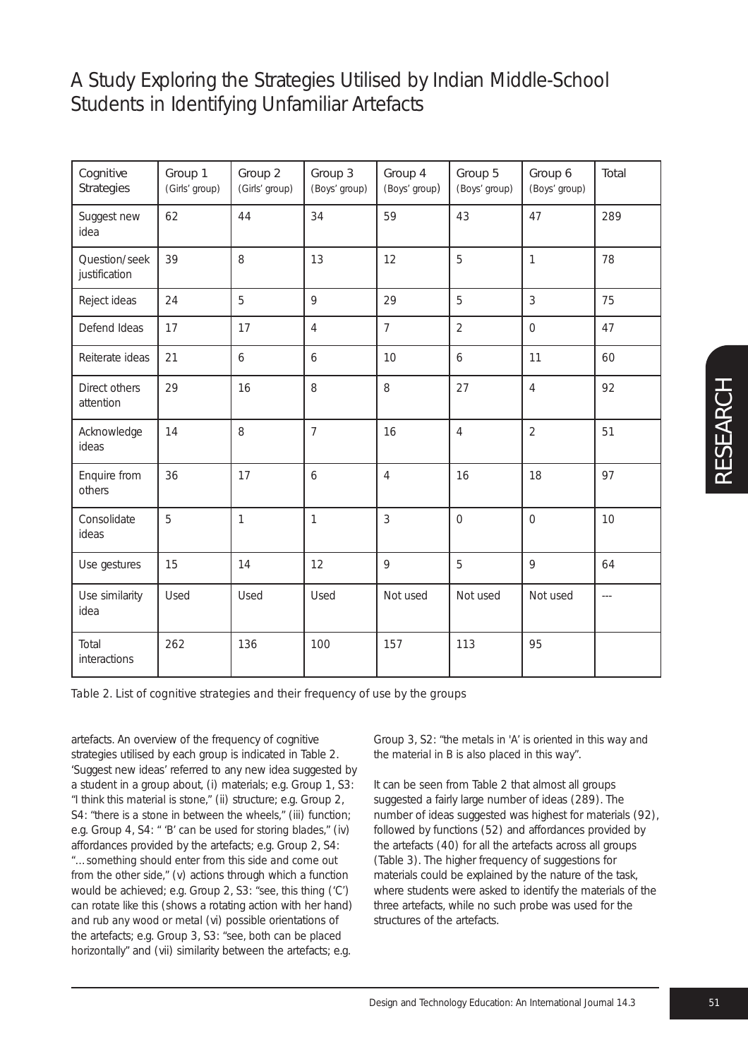| Cognitive Strategies | Group 1 (Girls' group) | Group 2 (Girls' group) | Group 3 (Boys' group) | Group 4 (Boys' group) | Group 5 (Boys' group) | Group 6 (Boys' group) | Total |
|---|---|---|---|---|---|---|---|
| Suggest new idea | 62 | 44 | 34 | 59 | 43 | 47 | 289 |
| Question/seek justification | 39 | 8 | 13 | 12 | 5 | 1 | 78 |
| Reject ideas | 24 | 5 | 9 | 29 | 5 | 3 | 75 |
| Defend Ideas | 17 | 17 | 4 | 7 | 2 | 0 | 47 |
| Reiterate ideas | 21 | 6 | 6 | 10 | 6 | 11 | 60 |
| Direct others attention | 29 | 16 | 8 | 8 | 27 | 4 | 92 |
| Acknowledge ideas | 14 | 8 | 7 | 16 | 4 | 2 | 51 |
| Enquire from others | 36 | 17 | 6 | 4 | 16 | 18 | 97 |
| Consolidate ideas | 5 | 1 | 1 | 3 | 0 | 0 | 10 |
| Use gestures | 15 | 14 | 12 | 9 | 5 | 9 | 64 |
| Use similarity idea | Used | Used | Used | Not used | Not used | Not used | --- |
| Total interactions | 262 | 136 | 100 | 157 | 113 | 95 | |

Table 2. List of cognitive strategies and their frequency of use by the groups

artefacts. An overview of the frequency of cognitive strategies utilised by each group is indicated in Table 2. 'Suggest new ideas' referred to any new idea suggested by a student in a group about, (i) materials; e.g. Group 1, S3: "I think this material is stone," (ii) structure; e.g. Group 2, S4: "there is a stone in between the wheels," (iii) function; e.g. Group 4, S4: " 'B' can be used for storing blades," (iv) affordances provided by the artefacts; e.g. Group 2, S4: "…something should enter from this side and come out from the other side," (v) actions through which a function would be achieved; e.g. Group 2, S3: "see, this thing ('C') can rotate like this (shows a rotating action with her hand) and rub any wood or metal (vi) possible orientations of the artefacts; e.g. Group 3, S3: "see, both can be placed horizontally" and (vii) similarity between the artefacts; e.g. Group 3, S2: "the metals in 'A' is oriented in this way and the material in B is also placed in this way".

It can be seen from Table 2 that almost all groups suggested a fairly large number of ideas (289). The number of ideas suggested was highest for materials (92), followed by functions (52) and affordances provided by the artefacts (40) for all the artefacts across all groups (Table 3). The higher frequency of suggestions for materials could be explained by the nature of the task, where students were asked to identify the materials of the three artefacts, while no such probe was used for the structures of the artefacts.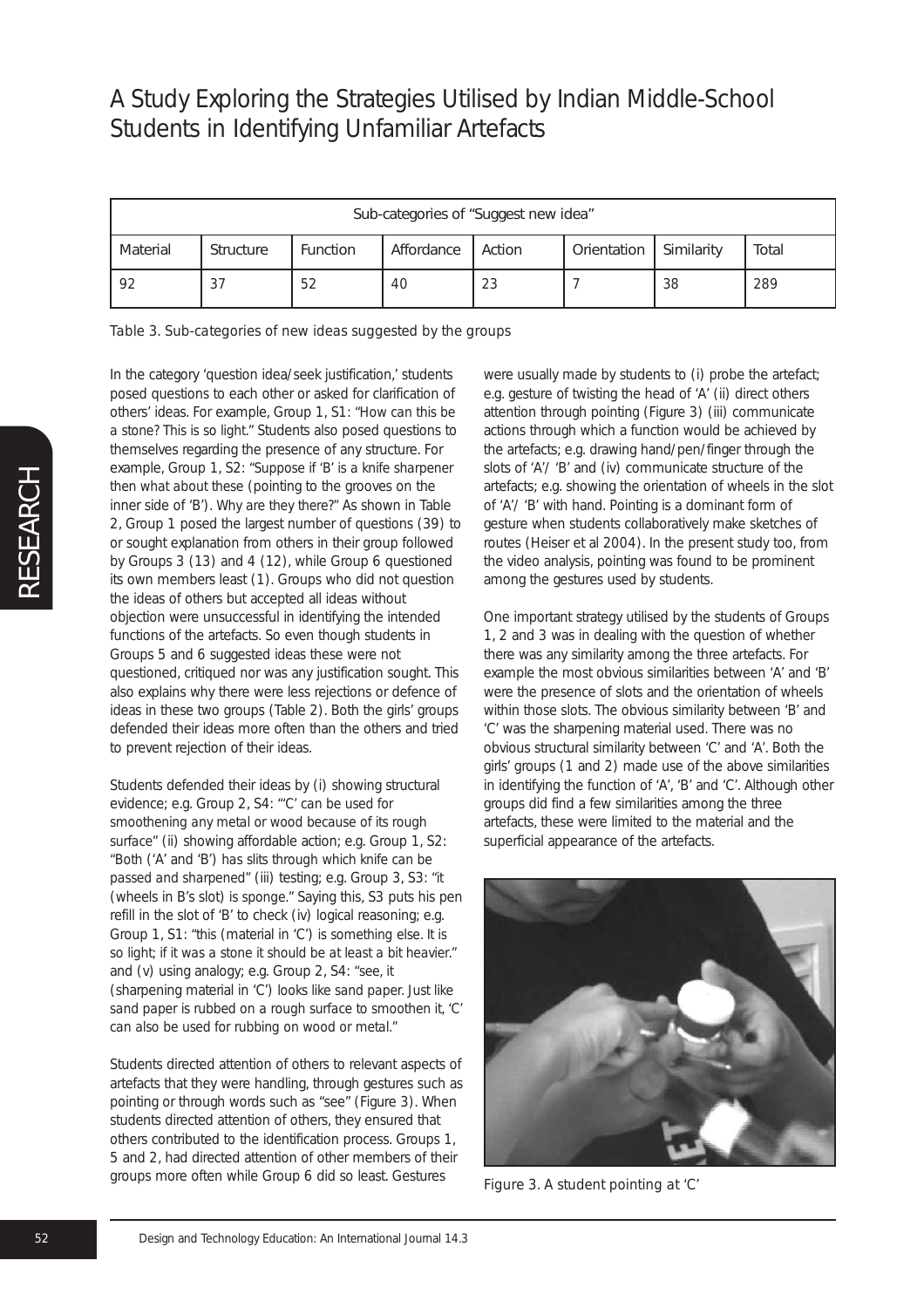| Sub-categories of "Suggest new idea" | | | | | | | |
|---|---|---|---|---|---|---|---|
| Material | Structure | Function | Affordance | Action | Orientation | Similarity | Total |
| 92 | 37 | 52 | 40 | 23 | 7 | 38 | 289 |

*Table 3. Sub-categories of new ideas suggested by the groups*

In the category 'question idea/seek justification,' students posed questions to each other or asked for clarification of others' ideas. For example, Group 1, S1: "How can this be a stone? This is so light." Students also posed questions to themselves regarding the presence of any structure. For example, Group 1, S2: "Suppose if 'B' is a knife sharpener then what about these (pointing to the grooves on the inner side of 'B'). Why are they there?" As shown in Table 2, Group 1 posed the largest number of questions (39) to or sought explanation from others in their group followed by Groups 3 (13) and 4 (12), while Group 6 questioned its own members least (1). Groups who did not question the ideas of others but accepted all ideas without objection were unsuccessful in identifying the intended functions of the artefacts. So even though students in Groups 5 and 6 suggested ideas these were not questioned, critiqued nor was any justification sought. This also explains why there were less rejections or defence of ideas in these two groups (Table 2). Both the girls' groups defended their ideas more often than the others and tried to prevent rejection of their ideas.

Students defended their ideas by (i) showing structural evidence; e.g. Group 2, S4: "'C' can be used for smoothening any metal or wood because of its rough surface" (ii) showing affordable action; e.g. Group 1, S2: "Both ('A' and 'B') has slits through which knife can be passed and sharpened" (iii) testing; e.g. Group 3, S3: "it (wheels in B's slot) is sponge." Saying this, S3 puts his pen refill in the slot of 'B' to check (iv) logical reasoning; e.g. Group 1, S1: "this (material in 'C') is something else. It is so light; if it was a stone it should be at least a bit heavier." and (v) using analogy; e.g. Group 2, S4: "see, it (sharpening material in 'C') looks like sand paper. Just like sand paper is rubbed on a rough surface to smoothen it, 'C' can also be used for rubbing on wood or metal."

Students directed attention of others to relevant aspects of artefacts that they were handling, through gestures such as pointing or through words such as "see" (Figure 3). When students directed attention of others, they ensured that others contributed to the identification process. Groups 1, 5 and 2, had directed attention of other members of their groups more often while Group 6 did so least. Gestures were usually made by students to (i) probe the artefact; e.g. gesture of twisting the head of 'A' (ii) direct others attention through pointing (Figure 3) (iii) communicate actions through which a function would be achieved by the artefacts; e.g. drawing hand/pen/finger through the slots of 'A'/ 'B' and (iv) communicate structure of the artefacts; e.g. showing the orientation of wheels in the slot of 'A'/ 'B' with hand. Pointing is a dominant form of gesture when students collaboratively make sketches of routes (Heiser et al 2004). In the present study too, from the video analysis, pointing was found to be prominent among the gestures used by students.

One important strategy utilised by the students of Groups 1, 2 and 3 was in dealing with the question of whether there was any similarity among the three artefacts. For example the most obvious similarities between 'A' and 'B' were the presence of slots and the orientation of wheels within those slots. The obvious similarity between 'B' and 'C' was the sharpening material used. There was no obvious structural similarity between 'C' and 'A'. Both the girls' groups (1 and 2) made use of the above similarities in identifying the function of 'A', 'B' and 'C'. Although other groups did find a few similarities among the three artefacts, these were limited to the material and the superficial appearance of the artefacts.

Figure 3. A student pointing at 'C'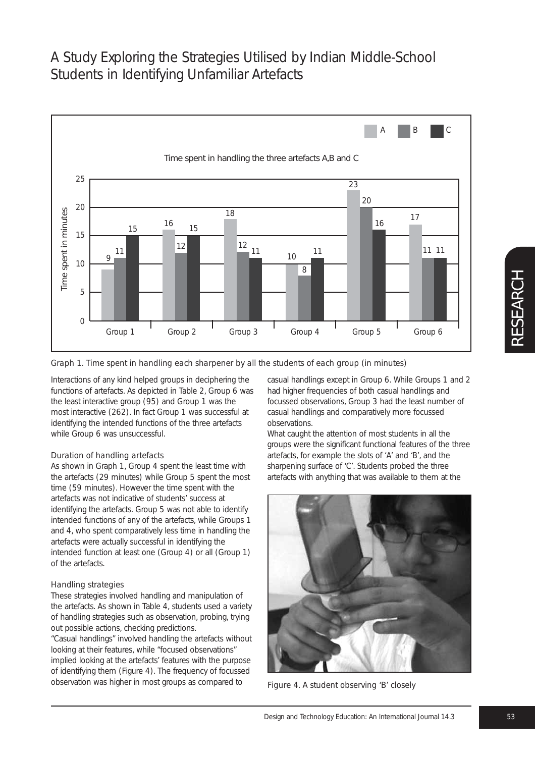Graph 1. Time spent in handling each sharpener by all the students of each group (in minutes)

Interactions of any kind helped groups in deciphering the functions of artefacts. As depicted in Table 2, Group 6 was the least interactive group (95) and Group 1 was the most interactive (262). In fact Group 1 was successful at identifying the intended functions of the three artefacts while Group 6 was unsuccessful.

### Duration of handling artefacts

As shown in Graph 1, Group 4 spent the least time with the artefacts (29 minutes) while Group 5 spent the most time (59 minutes). However the time spent with the artefacts was not indicative of students' success at identifying the artefacts. Group 5 was not able to identify intended functions of any of the artefacts, while Groups 1 and 4, who spent comparatively less time in handling the artefacts were actually successful in identifying the intended function at least one (Group 4) or all (Group 1) of the artefacts.

### Handling strategies

These strategies involved handling and manipulation of the artefacts. As shown in Table 4, students used a variety of handling strategies such as observation, probing, trying out possible actions, checking predictions.

"Casual handlings" involved handling the artefacts without looking at their features, while "focused observations" implied looking at the artefacts' features with the purpose of identifying them (Figure 4). The frequency of focussed observation was higher in most groups as compared to casual handlings except in Group 6. While Groups 1 and 2 had higher frequencies of both casual handlings and focussed observations, Group 3 had the least number of casual handlings and comparatively more focussed observations.

What caught the attention of most students in all the groups were the significant functional features of the three artefacts, for example the slots of 'A' and 'B', and the sharpening surface of 'C'. Students probed the three artefacts with anything that was available to them at the

Figure 4. A student observing 'B' closely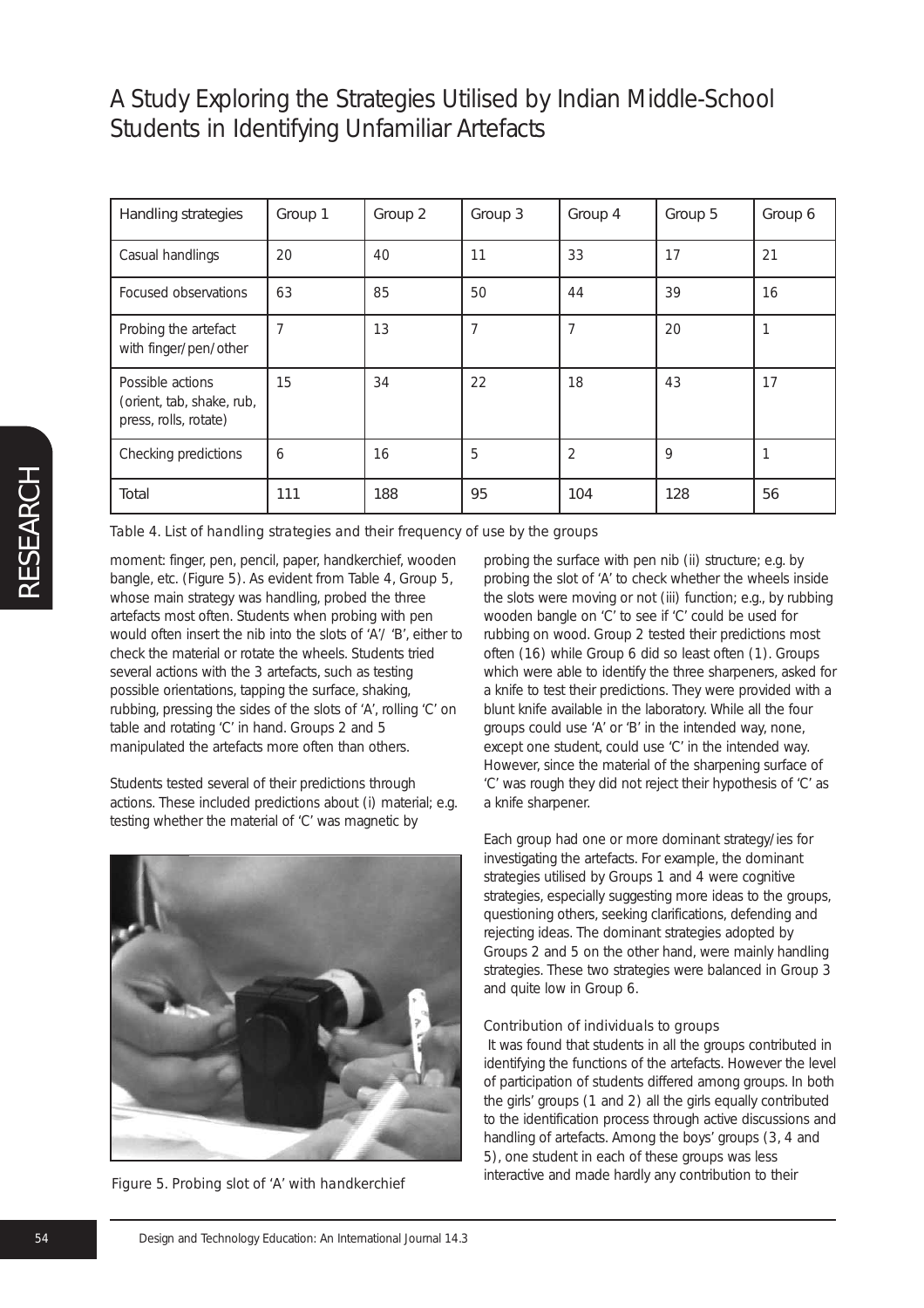# A Study Exploring the Strategies Utilised by Indian Middle-School Students in Identifying Unfamiliar Artefacts

| Handling strategies | Group 1 | Group 2 | Group 3 | Group 4 | Group 5 | Group 6 |
|---|---|---|---|---|---|---|
| Casual handlings | 20 | 40 | 11 | 33 | 17 | 21 |
| Focused observations | 63 | 85 | 50 | 44 | 39 | 16 |
| Probing the artefact with finger/pen/other | 7 | 13 | 7 | 7 | 20 | 1 |
| Possible actions (orient, tab, shake, rub, press, rolls, rotate) | 15 | 34 | 22 | 18 | 43 | 17 |
| Checking predictions | 6 | 16 | 5 | 2 | 9 | 1 |
| Total | 111 | 188 | 95 | 104 | 128 | 56 |

Table 4. List of handling strategies and their frequency of use by the groups

moment: finger, pen, pencil, paper, handkerchief, wooden bangle, etc. (Figure 5). As evident from Table 4, Group 5, whose main strategy was handling, probed the three artefacts most often. Students when probing with pen would often insert the nib into the slots of 'A'/ 'B', either to check the material or rotate the wheels. Students tried several actions with the 3 artefacts, such as testing possible orientations, tapping the surface, shaking, rubbing, pressing the sides of the slots of 'A', rolling 'C' on table and rotating 'C' in hand. Groups 2 and 5 manipulated the artefacts more often than others.

Students tested several of their predictions through actions. These included predictions about (i) material; e.g. testing whether the material of 'C' was magnetic by probing the surface with pen nib (ii) structure; e.g. by probing the slot of 'A' to check whether the wheels inside the slots were moving or not (iii) function; e.g., by rubbing wooden bangle on 'C' to see if 'C' could be used for rubbing on wood. Group 2 tested their predictions most often (16) while Group 6 did so least often (1). Groups which were able to identify the three sharpeners, asked for a knife to test their predictions. They were provided with a blunt knife available in the laboratory. While all the four groups could use 'A' or 'B' in the intended way, none, except one student, could use 'C' in the intended way. However, since the material of the sharpening surface of 'C' was rough they did not reject their hypothesis of 'C' as a knife sharpener.

Figure 5. Probing slot of 'A' with handkerchief

Each group had one or more dominant strategy/ies for investigating the artefacts. For example, the dominant strategies utilised by Groups 1 and 4 were cognitive strategies, especially suggesting more ideas to the groups, questioning others, seeking clarifications, defending and rejecting ideas. The dominant strategies adopted by Groups 2 and 5 on the other hand, were mainly handling strategies. These two strategies were balanced in Group 3 and quite low in Group 6.

### Contribution of individuals to groups

It was found that students in all the groups contributed in identifying the functions of the artefacts. However the level of participation of students differed among groups. In both the girls' groups (1 and 2) all the girls equally contributed to the identification process through active discussions and handling of artefacts. Among the boys' groups (3, 4 and 5), one student in each of these groups was less interactive and made hardly any contribution to their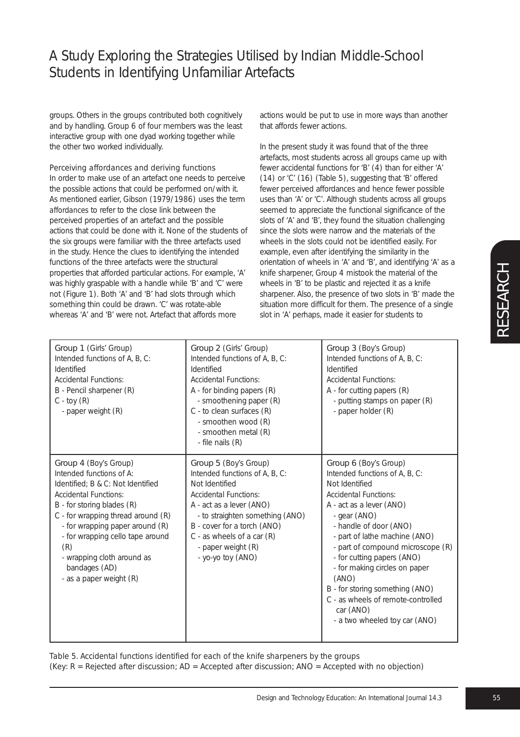groups. Others in the groups contributed both cognitively and by handling. Group 6 of four members was the least interactive group with one dyad working together while the other two worked individually.

### Perceiving affordances and deriving functions

In order to make use of an artefact one needs to perceive the possible actions that could be performed on/with it. As mentioned earlier, Gibson (1979/1986) uses the term *affordances* to refer to the close link between the perceived properties of an artefact and the possible actions that could be done with it. None of the students of the six groups were familiar with the three artefacts used in the study. Hence the clues to identifying the intended functions of the three artefacts were the structural properties that afforded particular actions. For example, 'A' was highly graspable with a handle while 'B' and 'C' were not (Figure 1). Both 'A' and 'B' had slots through which something thin could be drawn. 'C' was rotate-able whereas 'A' and 'B' were not. Artefact that affords more actions would be put to use in more ways than another that affords fewer actions.

In the present study it was found that of the three artefacts, most students across all groups came up with fewer accidental functions for 'B' (4) than for either 'A' (14) or 'C' (16) (Table 5), suggesting that 'B' offered fewer perceived affordances and hence fewer possible uses than 'A' or 'C'. Although students across all groups seemed to appreciate the functional significance of the slots of 'A' and 'B', they found the situation challenging since the slots were narrow and the materials of the wheels in the slots could not be identified easily. For example, even after identifying the similarity in the orientation of wheels in 'A' and 'B', and identifying 'A' as a knife sharpener, Group 4 mistook the material of the wheels in 'B' to be plastic and rejected it as a knife sharpener. Also, the presence of two slots in 'B' made the situation more difficult for them. The presence of a single slot in 'A' perhaps, made it easier for students to

| Group 1 (Girls' Group) | Group 2 (Girls' Group) | Group 3 (Boy's Group) |
|---|---|---|
| Intended functions of A, B, C: Identified<br>Accidental Functions:<br>B - Pencil sharpener (R)<br>C - toy (R)<br>- paper weight (R) | Intended functions of A, B, C: Identified<br>Accidental Functions:<br>A - for binding papers (R)<br>- smoothening paper (R)<br>C - to clean surfaces (R)<br>- smoothen wood (R)<br>- smoothen metal (R)<br>- file nails (R) | Intended functions of A, B, C: Identified<br>Accidental Functions:<br>A - for cutting papers (R)<br>- putting stamps on paper (R)<br>- paper holder (R) |
| **Group 4 (Boy's Group)** | **Group 5 (Boy's Group)** | **Group 6 (Boy's Group)** |
| Intended functions of A: Identified; B & C: Not Identified<br>Accidental Functions:<br>B - for storing blades (R)<br>C - for wrapping thread around (R)<br>- for wrapping paper around (R)<br>- for wrapping cello tape around (R)<br>- wrapping cloth around as bandages (AD)<br>- as a paper weight (R) | Intended functions of A, B, C: Not Identified<br>Accidental Functions:<br>A - act as a lever (ANO)<br>- to straighten something (ANO)<br>B - cover for a torch (ANO)<br>C - as wheels of a car (R)<br>- paper weight (R)<br>- yo-yo toy (ANO) | Intended functions of A, B, C: Not Identified<br>Accidental Functions:<br>A - act as a lever (ANO)<br>- gear (ANO)<br>- handle of door (ANO)<br>- part of lathe machine (ANO)<br>- part of compound microscope (R)<br>- for cutting papers (ANO)<br>- for making circles on paper (ANO)<br>B - for storing something (ANO)<br>C - as wheels of remote-controlled car (ANO)<br>- a two wheeled toy car (ANO) |

Table 5. Accidental functions identified for each of the knife sharpeners by the groups
(Key: R = Rejected after discussion; AD = Accepted after discussion; ANO = Accepted with no objection)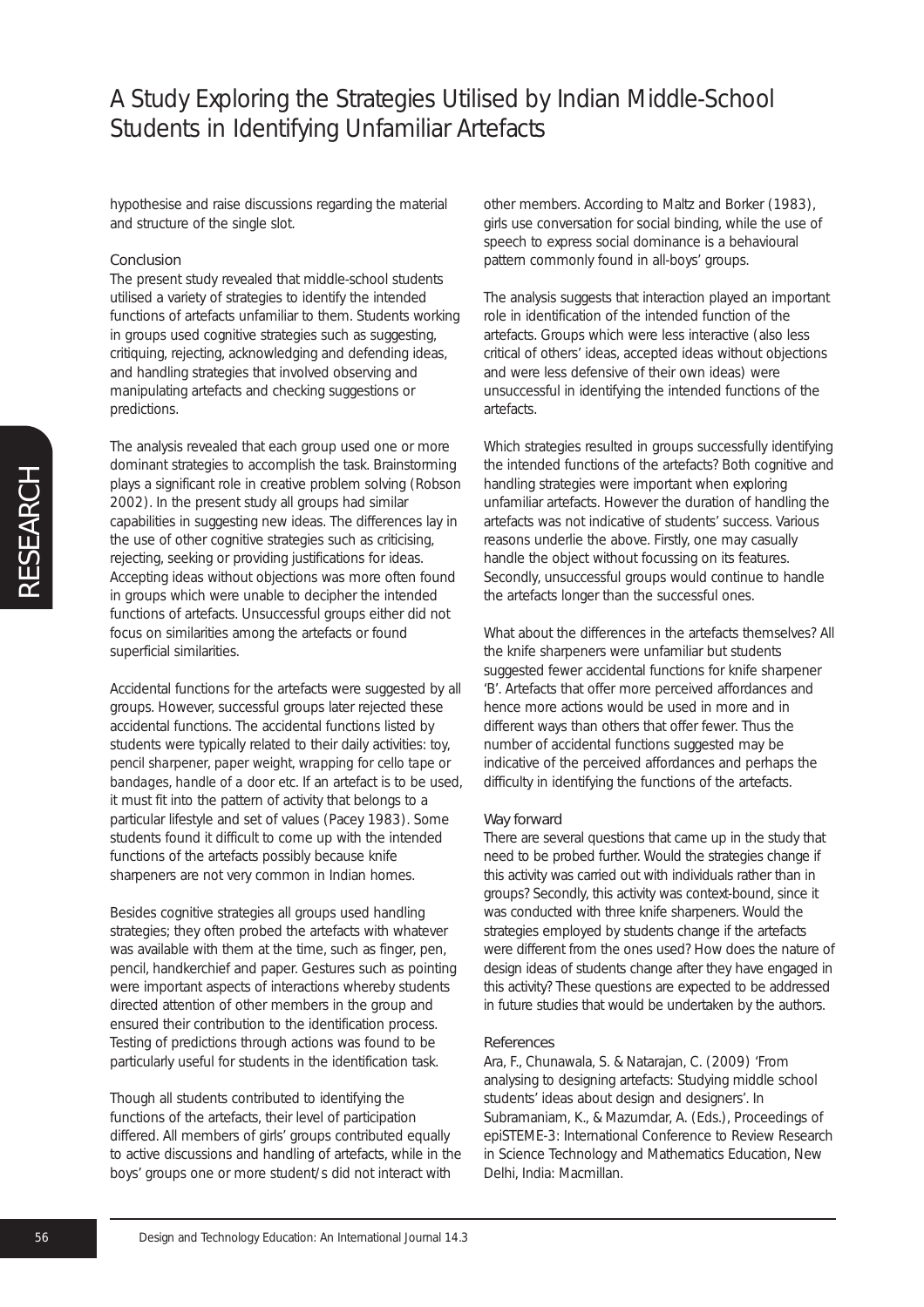hypothesise and raise discussions regarding the material and structure of the single slot.

## Conclusion

The present study revealed that middle-school students utilised a variety of strategies to identify the intended functions of artefacts unfamiliar to them. Students working in groups used cognitive strategies such as suggesting, critiquing, rejecting, acknowledging and defending ideas, and handling strategies that involved observing and manipulating artefacts and checking suggestions or predictions.

The analysis revealed that each group used one or more dominant strategies to accomplish the task. Brainstorming plays a significant role in creative problem solving (Robson 2002). In the present study all groups had similar capabilities in suggesting new ideas. The differences lay in the use of other cognitive strategies such as criticising, rejecting, seeking or providing justifications for ideas. Accepting ideas without objections was more often found in groups which were unable to decipher the intended functions of artefacts. Unsuccessful groups either did not focus on similarities among the artefacts or found superficial similarities.

Accidental functions for the artefacts were suggested by all groups. However, successful groups later rejected these accidental functions. The accidental functions listed by students were typically related to their daily activities: *toy, pencil sharpener, paper weight, wrapping for cello tape or bandages, handle of a door* etc. If an artefact is to be used, it must fit into the pattern of activity that belongs to a particular lifestyle and set of values (Pacey 1983). Some students found it difficult to come up with the intended functions of the artefacts possibly because knife sharpeners are not very common in Indian homes.

Besides cognitive strategies all groups used handling strategies; they often probed the artefacts with whatever was available with them at the time, such as finger, pen, pencil, handkerchief and paper. Gestures such as pointing were important aspects of interactions whereby students directed attention of other members in the group and ensured their contribution to the identification process. Testing of predictions through actions was found to be particularly useful for students in the identification task.

Though all students contributed to identifying the functions of the artefacts, their level of participation differed. All members of girls' groups contributed equally to active discussions and handling of artefacts, while in the boys' groups one or more student/s did not interact with other members. According to Maltz and Borker (1983), girls use conversation for social binding, while the use of speech to express social dominance is a behavioural pattern commonly found in all-boys' groups.

The analysis suggests that interaction played an important role in identification of the intended function of the artefacts. Groups which were less interactive (also less critical of others' ideas, accepted ideas without objections and were less defensive of their own ideas) were unsuccessful in identifying the intended functions of the artefacts.

Which strategies resulted in groups successfully identifying the intended functions of the artefacts? Both cognitive and handling strategies were important when exploring unfamiliar artefacts. However the duration of handling the artefacts was not indicative of students' success. Various reasons underlie the above. Firstly, one may casually handle the object without focussing on its features. Secondly, unsuccessful groups would continue to handle the artefacts longer than the successful ones.

What about the differences in the artefacts themselves? All the knife sharpeners were unfamiliar but students suggested fewer accidental functions for knife sharpener 'B'. Artefacts that offer more perceived affordances and hence more actions would be used in more and in different ways than others that offer fewer. Thus the number of accidental functions suggested may be indicative of the perceived affordances and perhaps the difficulty in identifying the functions of the artefacts.

## Way forward

There are several questions that came up in the study that need to be probed further. Would the strategies change if this activity was carried out with individuals rather than in groups? Secondly, this activity was context-bound, since it was conducted with three knife sharpeners. Would the strategies employed by students change if the artefacts were different from the ones used? How does the nature of design ideas of students change after they have engaged in this activity? These questions are expected to be addressed in future studies that would be undertaken by the authors.

## References

Ara, F., Chunawala, S. & Natarajan, C. (2009) 'From analysing to designing artefacts: Studying middle school students' ideas about design and designers'. In Subramaniam, K., & Mazumdar, A. (Eds.), Proceedings of epiSTEME-3: International Conference to Review Research in Science Technology and Mathematics Education, New Delhi, India: Macmillan.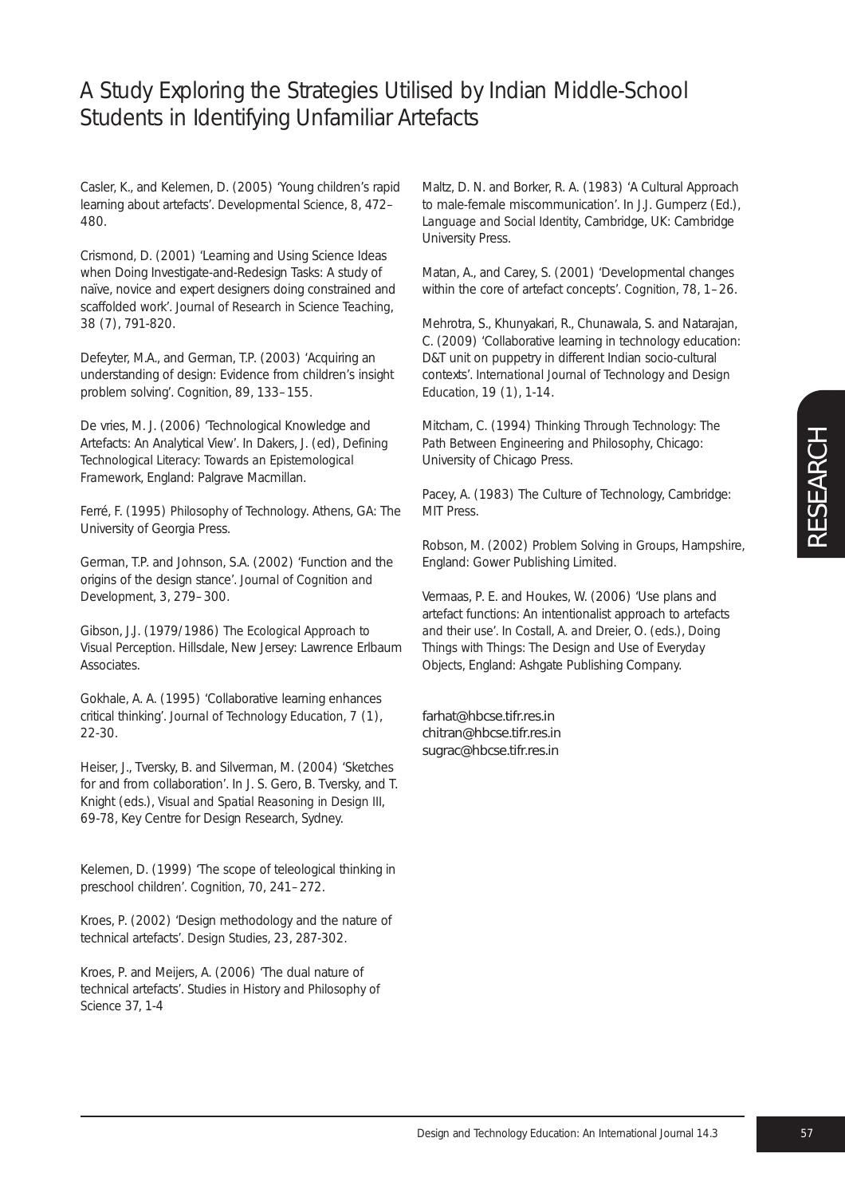Casler, K., and Kelemen, D. (2005) 'Young children's rapid learning about artefacts'. *Developmental Science*, 8, 472–480.

Crismond, D. (2001) 'Learning and Using Science Ideas when Doing Investigate-and-Redesign Tasks: A study of naïve, novice and expert designers doing constrained and scaffolded work'. *Journal of Research in Science Teaching*, 38 (7), 791-820.

Defeyter, M.A., and German, T.P. (2003) 'Acquiring an understanding of design: Evidence from children's insight problem solving'. *Cognition*, 89, 133–155.

De vries, M. J. (2006) 'Technological Knowledge and Artefacts: An Analytical View'. In Dakers, J. (ed), *Defining Technological Literacy: Towards an Epistemological Framework*, England: Palgrave Macmillan.

Ferré, F. (1995) *Philosophy of Technology*. Athens, GA: The University of Georgia Press.

German, T.P. and Johnson, S.A. (2002) 'Function and the origins of the design stance'. *Journal of Cognition and Development*, 3, 279–300.

Gibson, J.J. (1979/1986) *The Ecological Approach to Visual Perception*. Hillsdale, New Jersey: Lawrence Erlbaum Associates.

Gokhale, A. A. (1995) 'Collaborative learning enhances critical thinking'. *Journal of Technology Education*, 7 (1), 22-30.

Heiser, J., Tversky, B. and Silverman, M. (2004) 'Sketches for and from collaboration'. In J. S. Gero, B. Tversky, and T. Knight (eds.), *Visual and Spatial Reasoning in Design III*, 69-78, Key Centre for Design Research, Sydney.

Kelemen, D. (1999) 'The scope of teleological thinking in preschool children'. *Cognition*, 70, 241–272.

Kroes, P. (2002) 'Design methodology and the nature of technical artefacts'. *Design Studies*, 23, 287-302.

Kroes, P. and Meijers, A. (2006) 'The dual nature of technical artefacts'. *Studies in History and Philosophy of Science* 37, 1-4

Maltz, D. N. and Borker, R. A. (1983) 'A Cultural Approach to male-female miscommunication'. In J.J. Gumperz (Ed.), *Language and Social Identity*, Cambridge, UK: Cambridge University Press.

Matan, A., and Carey, S. (2001) 'Developmental changes within the core of artefact concepts'. *Cognition*, 78, 1–26.

Mehrotra, S., Khunyakari, R., Chunawala, S. and Natarajan, C. (2009) 'Collaborative learning in technology education: D&T unit on puppetry in different Indian socio-cultural contexts'. *International Journal of Technology and Design Education*, 19 (1), 1-14.

Mitcham, C. (1994) *Thinking Through Technology: The Path Between Engineering and Philosophy*, Chicago: University of Chicago Press.

Pacey, A. (1983) The Culture of Technology, Cambridge: MIT Press.

Robson, M. (2002) *Problem Solving in Groups*, Hampshire, England: Gower Publishing Limited.

Vermaas, P. E. and Houkes, W. (2006) 'Use plans and artefact functions: An intentionalist approach to artefacts and their use'. In Costall, A. and Dreier, O. (eds.), *Doing Things with Things: The Design and Use of Everyday Objects*, England: Ashgate Publishing Company.

farhat@hbcse.tifr.res.in
chitran@hbcse.tifr.res.in
sugrac@hbcse.tifr.res.in